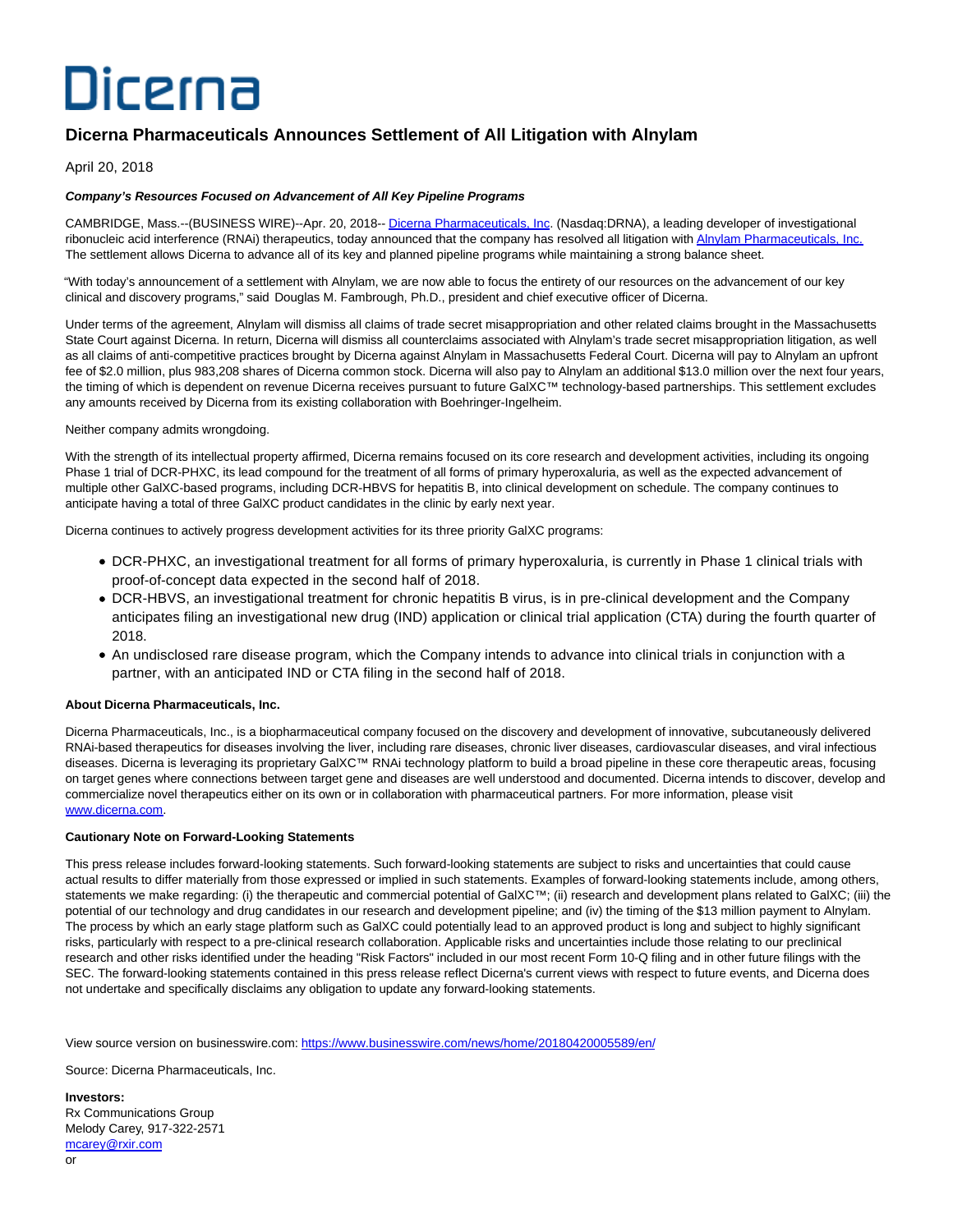# Dicerna

## Dicerna Pharmaceuticals Announces Settlement of All Litigation with Alnylam

April 20, 2018

***Company's Resources Focused on Advancement of All Key Pipeline Programs***

CAMBRIDGE, Mass.--(BUSINESS WIRE)--Apr. 20, 2018-- Dicerna Pharmaceuticals, Inc. (Nasdaq:DRNA), a leading developer of investigational ribonucleic acid interference (RNAi) therapeutics, today announced that the company has resolved all litigation with Alnylam Pharmaceuticals, Inc. The settlement allows Dicerna to advance all of its key and planned pipeline programs while maintaining a strong balance sheet.

"With today's announcement of a settlement with Alnylam, we are now able to focus the entirety of our resources on the advancement of our key clinical and discovery programs," said Douglas M. Fambrough, Ph.D., president and chief executive officer of Dicerna.

Under terms of the agreement, Alnylam will dismiss all claims of trade secret misappropriation and other related claims brought in the Massachusetts State Court against Dicerna. In return, Dicerna will dismiss all counterclaims associated with Alnylam's trade secret misappropriation litigation, as well as all claims of anti-competitive practices brought by Dicerna against Alnylam in Massachusetts Federal Court. Dicerna will pay to Alnylam an upfront fee of $2.0 million, plus 983,208 shares of Dicerna common stock. Dicerna will also pay to Alnylam an additional $13.0 million over the next four years, the timing of which is dependent on revenue Dicerna receives pursuant to future GalXC™ technology-based partnerships. This settlement excludes any amounts received by Dicerna from its existing collaboration with Boehringer-Ingelheim.

Neither company admits wrongdoing.

With the strength of its intellectual property affirmed, Dicerna remains focused on its core research and development activities, including its ongoing Phase 1 trial of DCR-PHXC, its lead compound for the treatment of all forms of primary hyperoxaluria, as well as the expected advancement of multiple other GalXC-based programs, including DCR-HBVS for hepatitis B, into clinical development on schedule. The company continues to anticipate having a total of three GalXC product candidates in the clinic by early next year.

Dicerna continues to actively progress development activities for its three priority GalXC programs:

- DCR-PHXC, an investigational treatment for all forms of primary hyperoxaluria, is currently in Phase 1 clinical trials with proof-of-concept data expected in the second half of 2018.
- DCR-HBVS, an investigational treatment for chronic hepatitis B virus, is in pre-clinical development and the Company anticipates filing an investigational new drug (IND) application or clinical trial application (CTA) during the fourth quarter of 2018.
- An undisclosed rare disease program, which the Company intends to advance into clinical trials in conjunction with a partner, with an anticipated IND or CTA filing in the second half of 2018.

**About Dicerna Pharmaceuticals, Inc.**

Dicerna Pharmaceuticals, Inc., is a biopharmaceutical company focused on the discovery and development of innovative, subcutaneously delivered RNAi-based therapeutics for diseases involving the liver, including rare diseases, chronic liver diseases, cardiovascular diseases, and viral infectious diseases. Dicerna is leveraging its proprietary GalXC™ RNAi technology platform to build a broad pipeline in these core therapeutic areas, focusing on target genes where connections between target gene and diseases are well understood and documented. Dicerna intends to discover, develop and commercialize novel therapeutics either on its own or in collaboration with pharmaceutical partners. For more information, please visit www.dicerna.com.

**Cautionary Note on Forward-Looking Statements**

This press release includes forward-looking statements. Such forward-looking statements are subject to risks and uncertainties that could cause actual results to differ materially from those expressed or implied in such statements. Examples of forward-looking statements include, among others, statements we make regarding: (i) the therapeutic and commercial potential of GalXC™; (ii) research and development plans related to GalXC; (iii) the potential of our technology and drug candidates in our research and development pipeline; and (iv) the timing of the $13 million payment to Alnylam. The process by which an early stage platform such as GalXC could potentially lead to an approved product is long and subject to highly significant risks, particularly with respect to a pre-clinical research collaboration. Applicable risks and uncertainties include those relating to our preclinical research and other risks identified under the heading "Risk Factors" included in our most recent Form 10-Q filing and in other future filings with the SEC. The forward-looking statements contained in this press release reflect Dicerna's current views with respect to future events, and Dicerna does not undertake and specifically disclaims any obligation to update any forward-looking statements.

View source version on businesswire.com: https://www.businesswire.com/news/home/20180420005589/en/

Source: Dicerna Pharmaceuticals, Inc.

**Investors:**
Rx Communications Group
Melody Carey, 917-322-2571
mcarey@rxir.com
or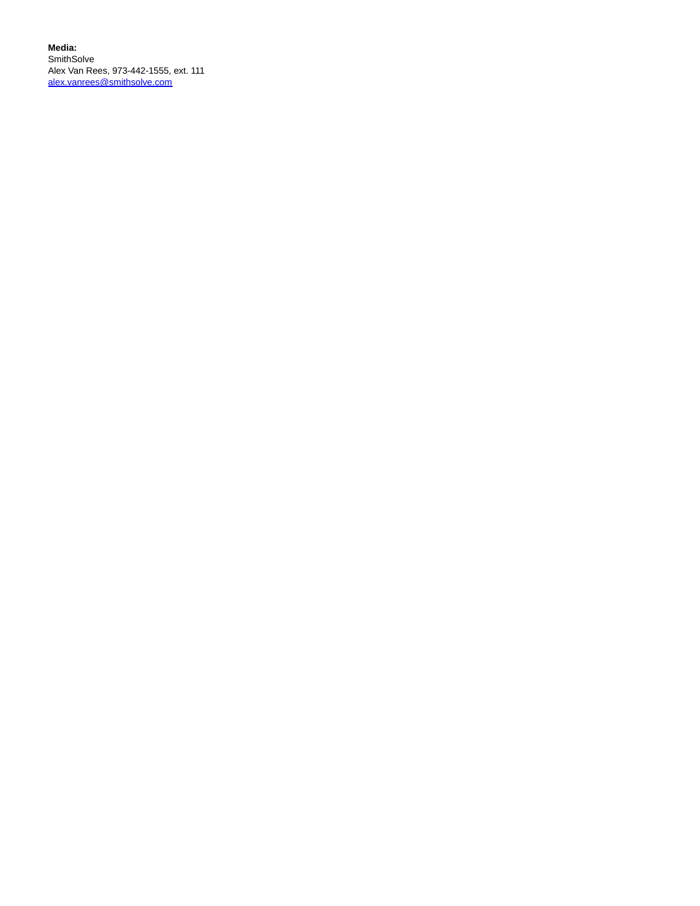**Media:**
SmithSolve
Alex Van Rees, 973-442-1555, ext. 111
alex.vanrees@smithsolve.com